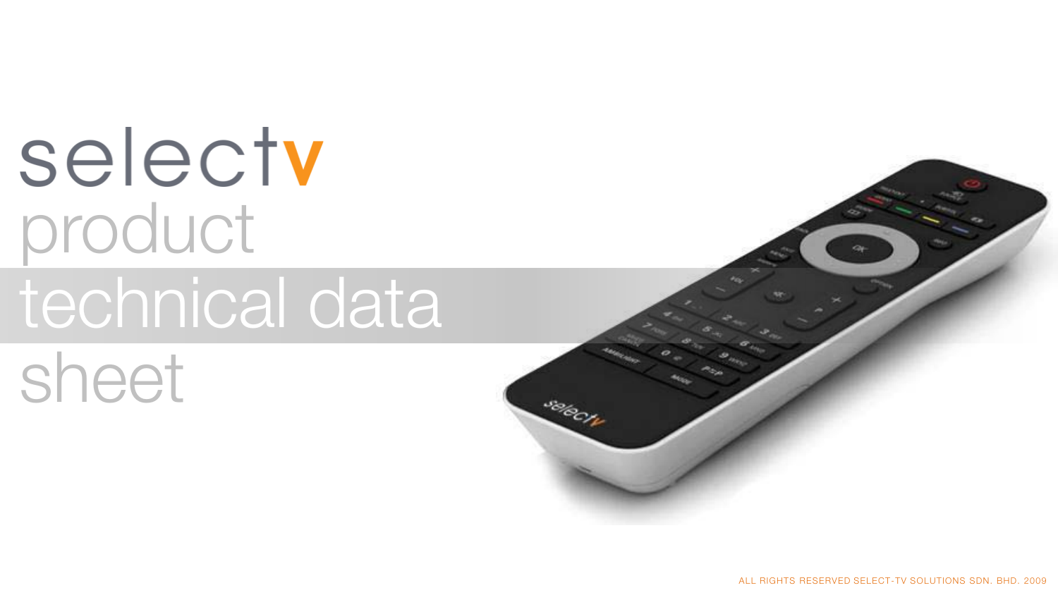# selectv

## product technical data sheet

ALL RIGHTS RESERVED SELECT-TV SOLUTIONS SDN. BHD. 2009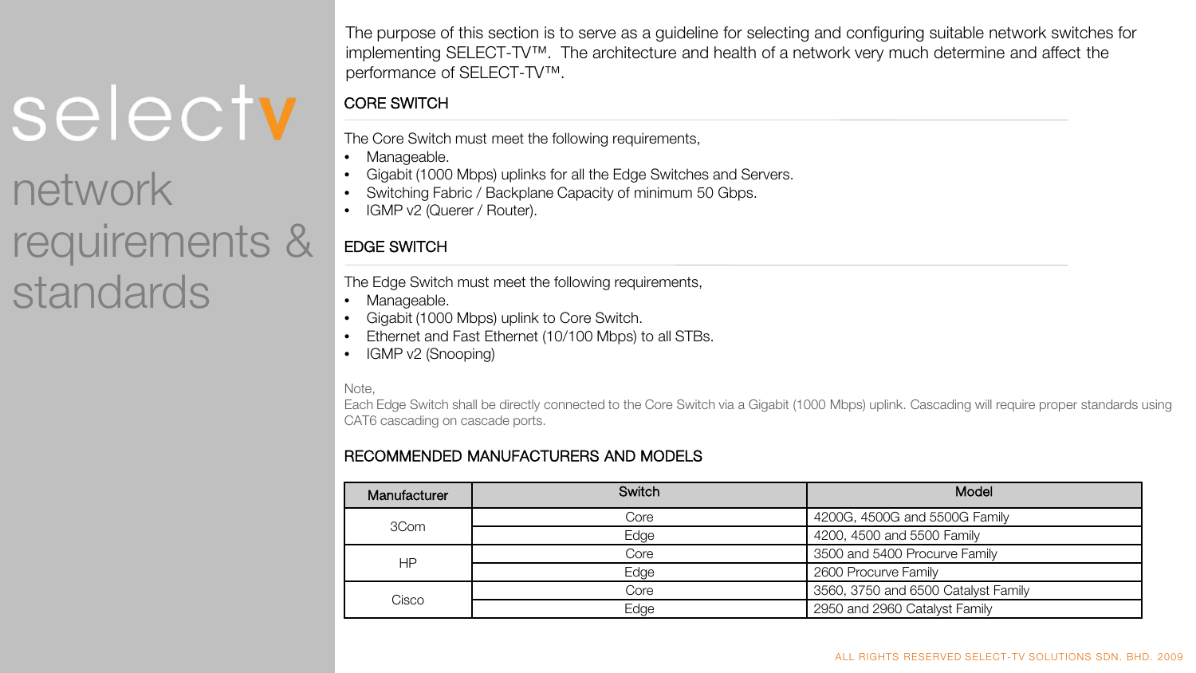# selectv

## network requirements & standards

The purpose of this section is to serve as a guideline for selecting and configuring suitable network switches for implementing SELECT-TV™. The architecture and health of a network very much determine and affect the performance of SELECT-TV™.

### CORE SWITCH

The Core Switch must meet the following requirements,

- Manageable.
- Gigabit (1000 Mbps) uplinks for all the Edge Switches and Servers.
- Switching Fabric / Backplane Capacity of minimum 50 Gbps.
- IGMP v2 (Querer / Router).

### EDGE SWITCH

The Edge Switch must meet the following requirements,

- Manageable.
- Gigabit (1000 Mbps) uplink to Core Switch.
- Ethernet and Fast Ethernet (10/100 Mbps) to all STBs.
- IGMP v2 (Snooping)

Note,
Each Edge Switch shall be directly connected to the Core Switch via a Gigabit (1000 Mbps) uplink. Cascading will require proper standards using CAT6 cascading on cascade ports.

### RECOMMENDED MANUFACTURERS AND MODELS

| Manufacturer | Switch | Model |
|---|---|---|
| 3Com | Core | 4200G, 4500G and 5500G Family |
| | Edge | 4200, 4500 and 5500 Family |
| HP | Core | 3500 and 5400 Procurve Family |
| | Edge | 2600 Procurve Family |
| Cisco | Core | 3560, 3750 and 6500 Catalyst Family |
| | Edge | 2950 and 2960 Catalyst Family |

ALL RIGHTS RESERVED SELECT-TV SOLUTIONS SDN. BHD. 2009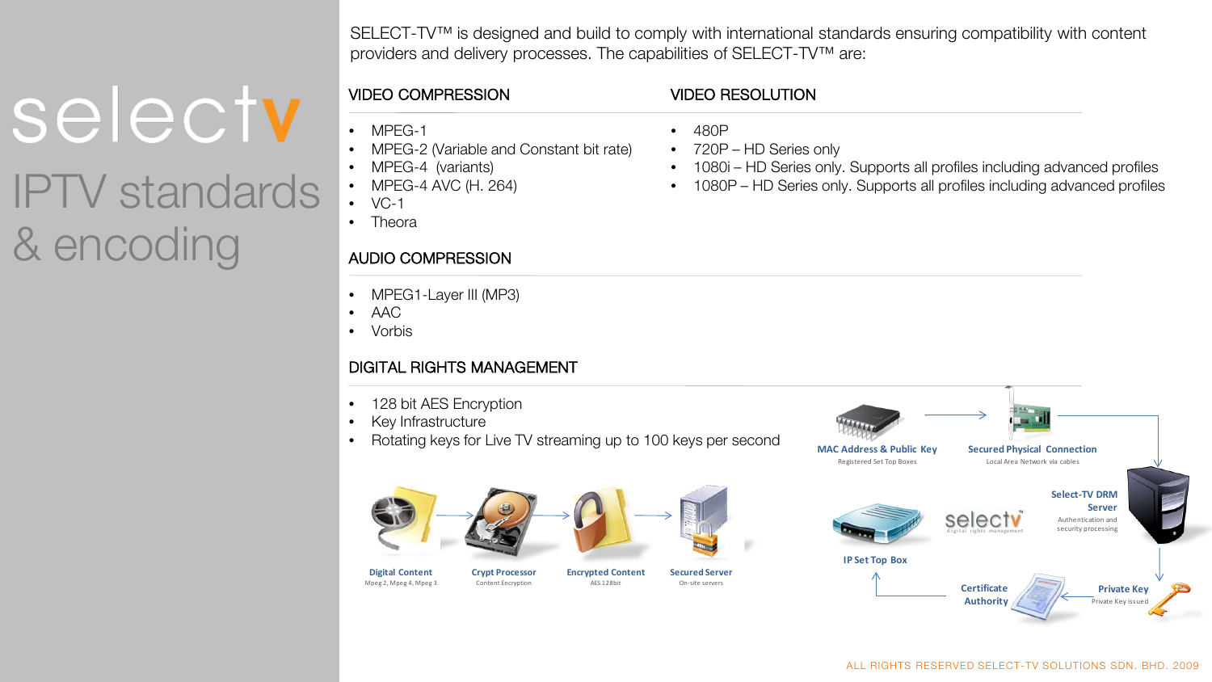# selectv

## IPTV standards & encoding

SELECT-TV™ is designed and build to comply with international standards ensuring compatibility with content providers and delivery processes. The capabilities of SELECT-TV™ are:

### VIDEO COMPRESSION

- MPEG-1
- MPEG-2 (Variable and Constant bit rate)
- MPEG-4 (variants)
- MPEG-4 AVC (H. 264)
- VC-1
- Theora

### VIDEO RESOLUTION

- 480P
- 720P – HD Series only
- 1080i – HD Series only. Supports all profiles including advanced profiles
- 1080P – HD Series only. Supports all profiles including advanced profiles

### AUDIO COMPRESSION

- MPEG1-Layer III (MP3)
- AAC
- Vorbis

### DIGITAL RIGHTS MANAGEMENT

- 128 bit AES Encryption
- Key Infrastructure
- Rotating keys for Live TV streaming up to 100 keys per second

**Digital Content** – Mpeg 2, Mpeg 4, Mpeg 3 → **Crypt Processor** – Content Encryption → **Encrypted Content** – AES 128bit → **Secured Server** – On-site servers

**MAC Address & Public Key** – Registered Set Top Boxes → **Secured Physical Connection** – Local Area Network via cables → **Select-TV DRM Server** – Authentication and security processing → **Private Key** – Private Key issued → **Certificate Authority** → **IP Set Top Box**

selectv – digital rights management

ALL RIGHTS RESERVED SELECT-TV SOLUTIONS SDN. BHD. 2009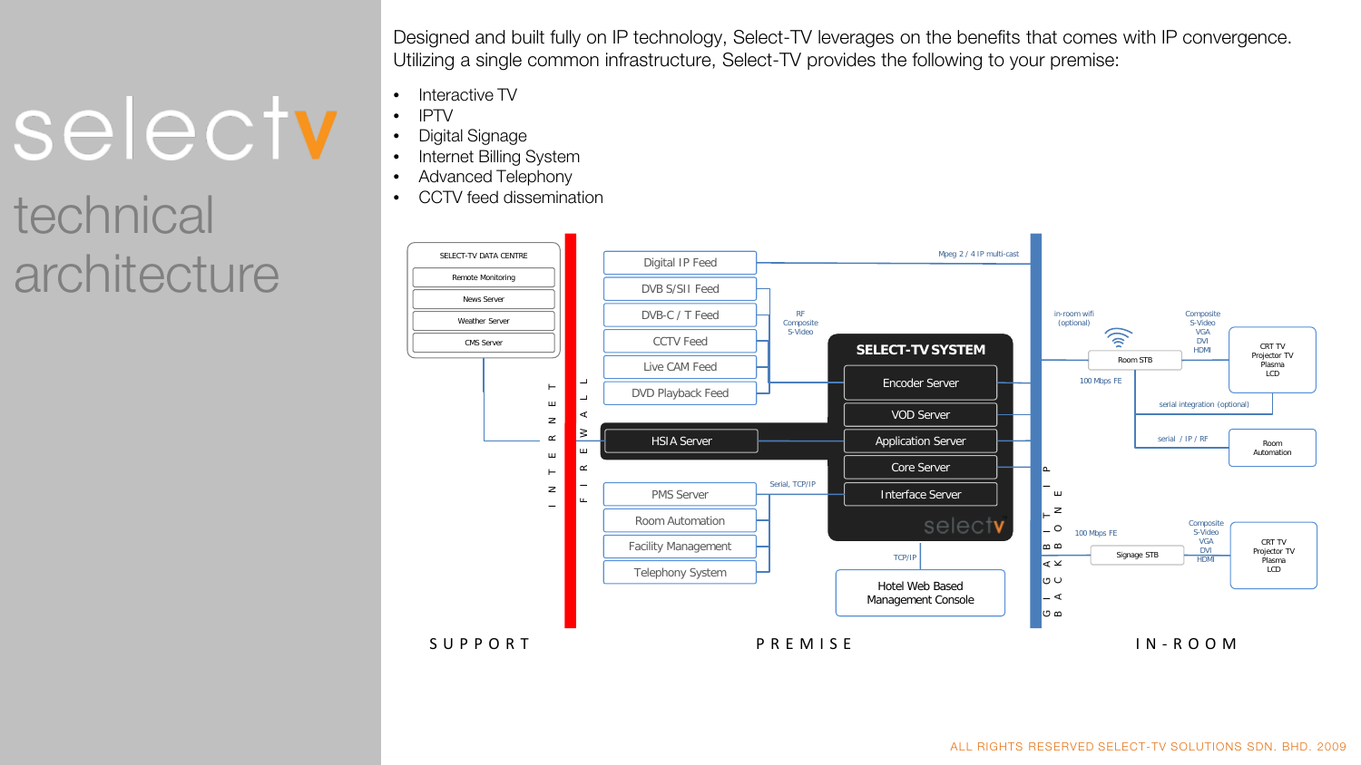# selectv

## technical architecture

Designed and built fully on IP technology, Select-TV leverages on the benefits that comes with IP convergence. Utilizing a single common infrastructure, Select-TV provides the following to your premise:

- Interactive TV
- IPTV
- Digital Signage
- Internet Billing System
- Advanced Telephony
- CCTV feed dissemination

SELECT-TV DATA CENTRE

- Remote Monitoring
- News Server
- Weather Server
- CMS Server

INTERNET

FIREWALL

- Digital IP Feed
- DVB S/SII Feed
- DVB-C / T Feed
- CCTV Feed
- Live CAM Feed
- DVD Playback Feed
- HSIA Server
- PMS Server
- Room Automation
- Facility Management
- Telephony System

Mpeg 2 / 4 IP multi-cast

RF
Composite
S-Video

Serial, TCP/IP

SELECT-TV SYSTEM

- Encoder Server
- VOD Server
- Application Server
- Core Server
- Interface Server

selectv

TCP/IP

Hotel Web Based Management Console

GIGABIT BACKBONE IP

in-room wifi (optional)

Room STB

100 Mbps FE

Composite
S-Video
VGA
DVI
HDMI

CRT TV
Projector TV
Plasma
LCD

serial integration (optional)

serial / IP / RF

Room Automation

100 Mbps FE

Signage STB

Composite
S-Video
VGA
DVI
HDMI

CRT TV
Projector TV
Plasma
LCD

SUPPORT | PREMISE | IN-ROOM

ALL RIGHTS RESERVED SELECT-TV SOLUTIONS SDN. BHD. 2009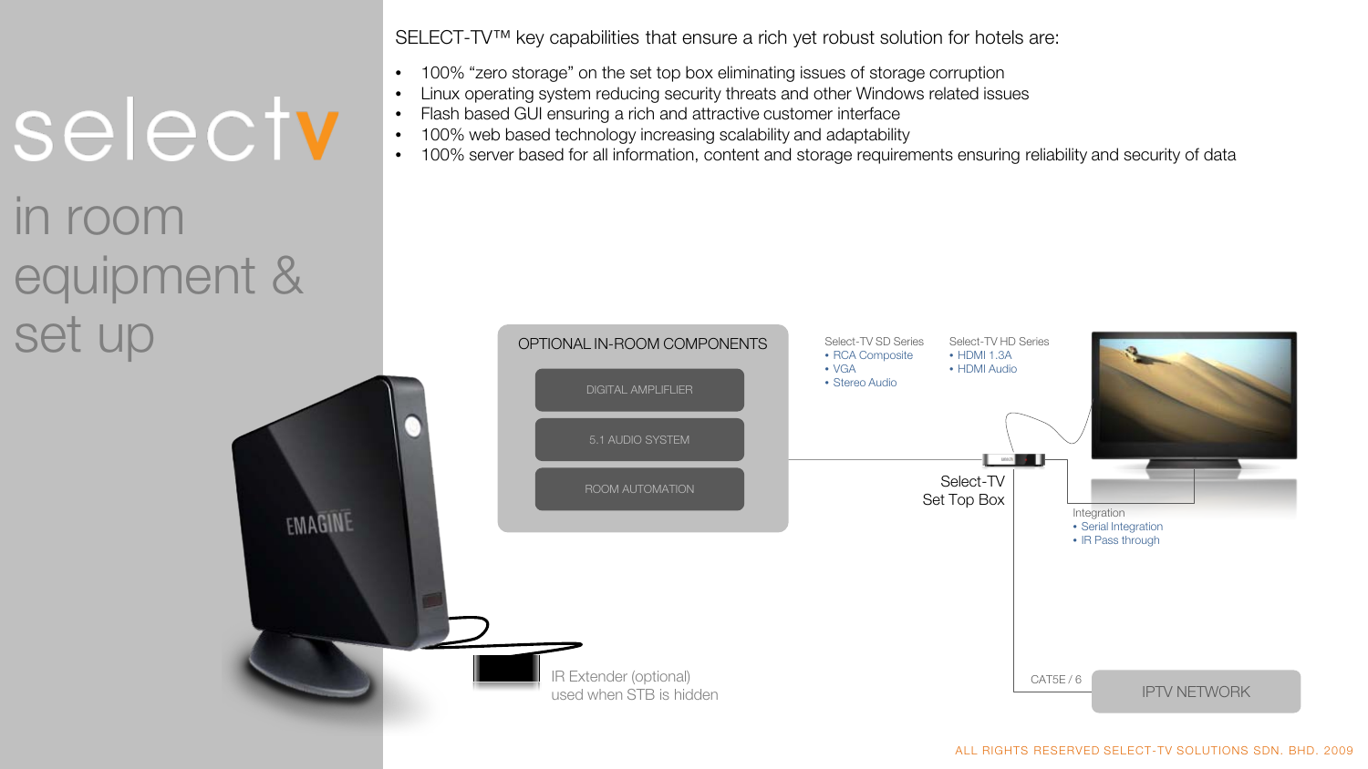# selectv

## in room equipment & set up

SELECT-TV™ key capabilities that ensure a rich yet robust solution for hotels are:

- 100% "zero storage" on the set top box eliminating issues of storage corruption
- Linux operating system reducing security threats and other Windows related issues
- Flash based GUI ensuring a rich and attractive customer interface
- 100% web based technology increasing scalability and adaptability
- 100% server based for all information, content and storage requirements ensuring reliability and security of data

OPTIONAL IN-ROOM COMPONENTS

- DIGITAL AMPLIFIER
- 5.1 AUDIO SYSTEM
- ROOM AUTOMATION

Select-TV SD Series
- RCA Composite
- VGA
- Stereo Audio

Select-TV HD Series
- HDMI 1.3A
- HDMI Audio

Select-TV Set Top Box

Integration
- Serial Integration
- IR Pass through

CAT5E / 6

IPTV NETWORK

IR Extender (optional) used when STB is hidden

ALL RIGHTS RESERVED SELECT-TV SOLUTIONS SDN. BHD. 2009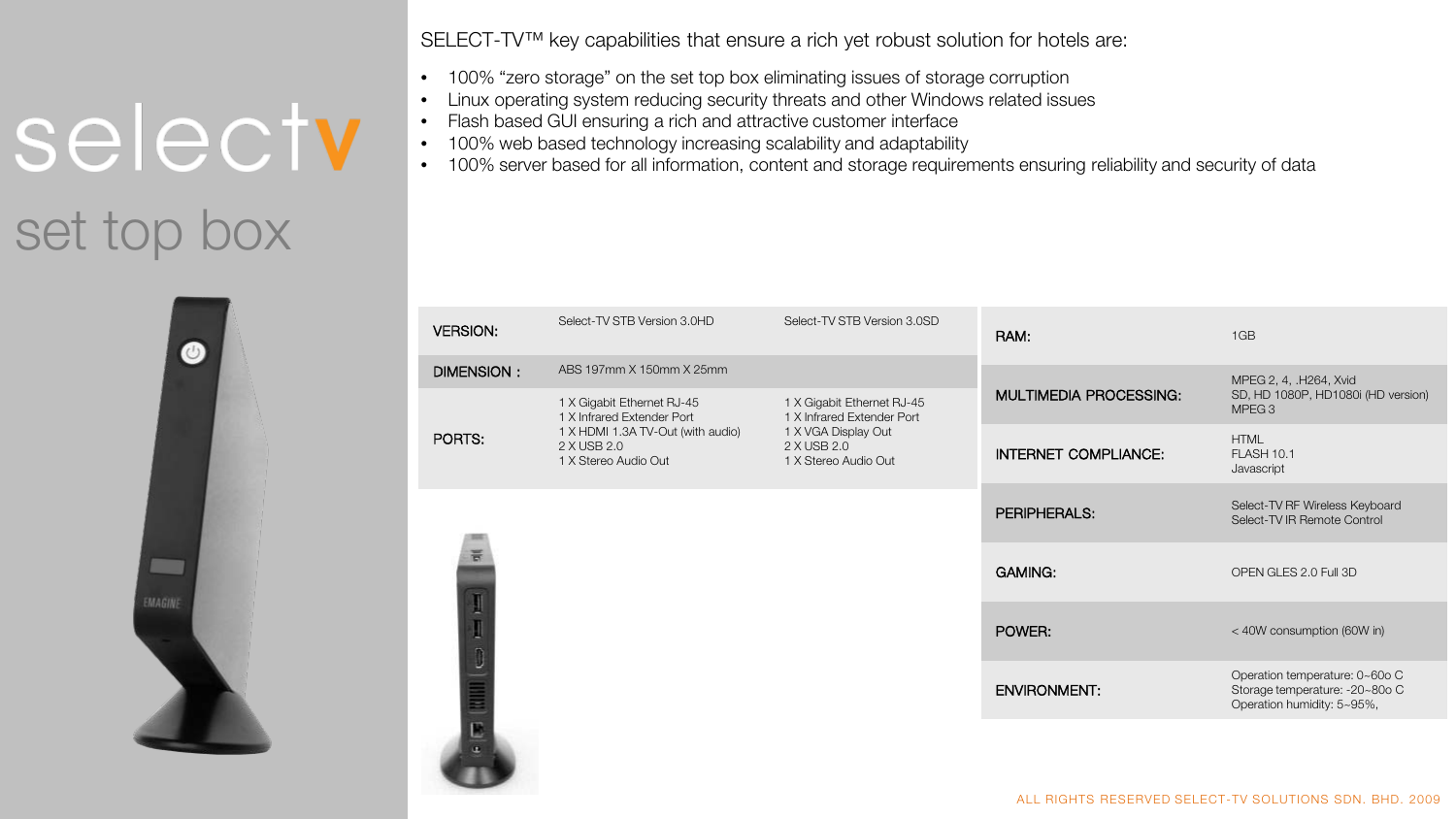# selectv

## set top box

SELECT-TV™ key capabilities that ensure a rich yet robust solution for hotels are:

- 100% "zero storage" on the set top box eliminating issues of storage corruption
- Linux operating system reducing security threats and other Windows related issues
- Flash based GUI ensuring a rich and attractive customer interface
- 100% web based technology increasing scalability and adaptability
- 100% server based for all information, content and storage requirements ensuring reliability and security of data

| | | |
|---|---|---|
| **VERSION:** | Select-TV STB Version 3.0HD | Select-TV STB Version 3.0SD |
| **DIMENSION :** | ABS 197mm X 150mm X 25mm | |
| **PORTS:** | 1 X Gigabit Ethernet RJ-45<br>1 X Infrared Extender Port<br>1 X HDMI 1.3A TV-Out (with audio)<br>2 X USB 2.0<br>1 X Stereo Audio Out | 1 X Gigabit Ethernet RJ-45<br>1 X Infrared Extender Port<br>1 X VGA Display Out<br>2 X USB 2.0<br>1 X Stereo Audio Out |

| | |
|---|---|
| **RAM:** | 1GB |
| **MULTIMEDIA PROCESSING:** | MPEG 2, 4, .H264, Xvid<br>SD, HD 1080P, HD1080i (HD version)<br>MPEG 3 |
| **INTERNET COMPLIANCE:** | HTML<br>FLASH 10.1<br>Javascript |
| **PERIPHERALS:** | Select-TV RF Wireless Keyboard<br>Select-TV IR Remote Control |
| **GAMING:** | OPEN GLES 2.0 Full 3D |
| **POWER:** | < 40W consumption (60W in) |
| **ENVIRONMENT:** | Operation temperature: 0~60o C<br>Storage temperature: -20~80o C<br>Operation humidity: 5~95%, |

ALL RIGHTS RESERVED SELECT-TV SOLUTIONS SDN. BHD. 2009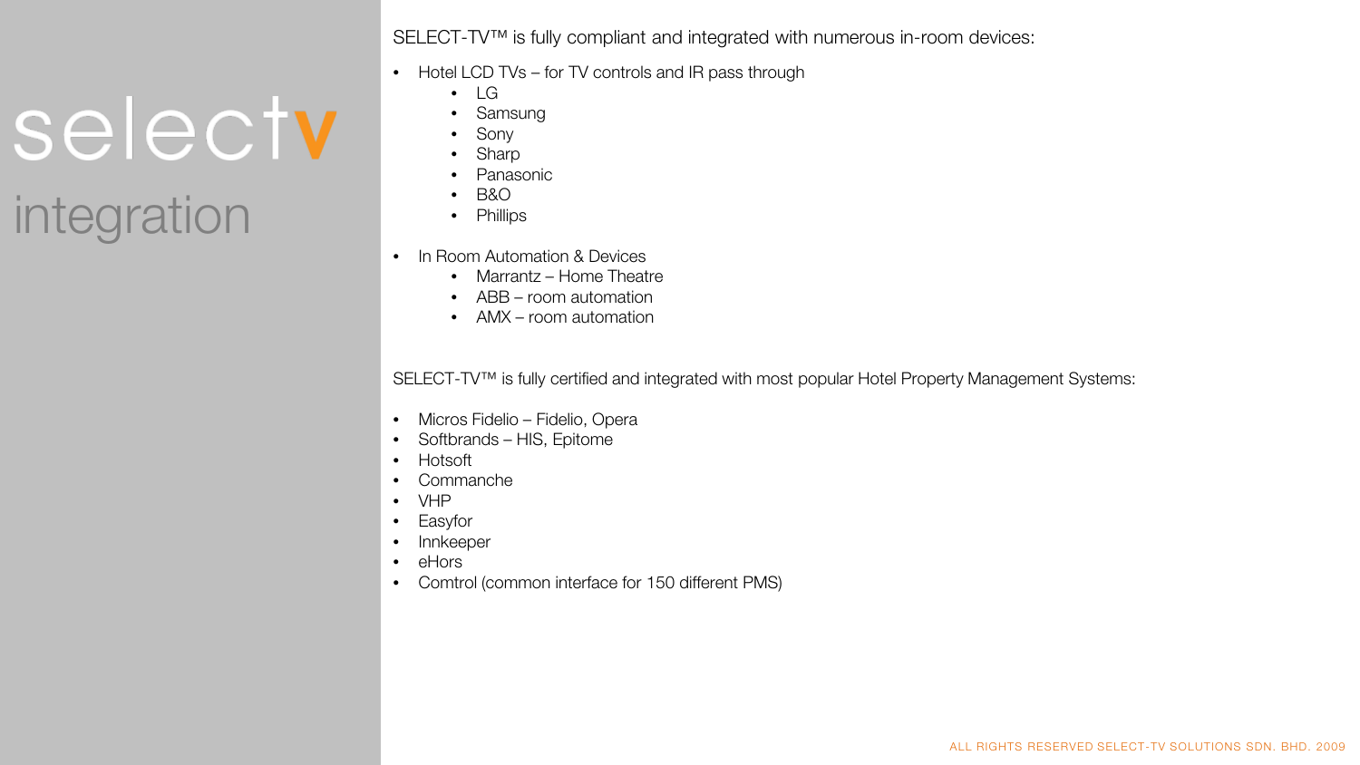# selectv integration

SELECT-TV™ is fully compliant and integrated with numerous in-room devices:

- Hotel LCD TVs – for TV controls and IR pass through
  - LG
  - Samsung
  - Sony
  - Sharp
  - Panasonic
  - B&O
  - Phillips
- In Room Automation & Devices
  - Marrantz – Home Theatre
  - ABB – room automation
  - AMX – room automation

SELECT-TV™ is fully certified and integrated with most popular Hotel Property Management Systems:

- Micros Fidelio – Fidelio, Opera
- Softbrands – HIS, Epitome
- Hotsoft
- Commanche
- VHP
- Easyfor
- Innkeeper
- eHors
- Comtrol (common interface for 150 different PMS)

ALL RIGHTS RESERVED SELECT-TV SOLUTIONS SDN. BHD. 2009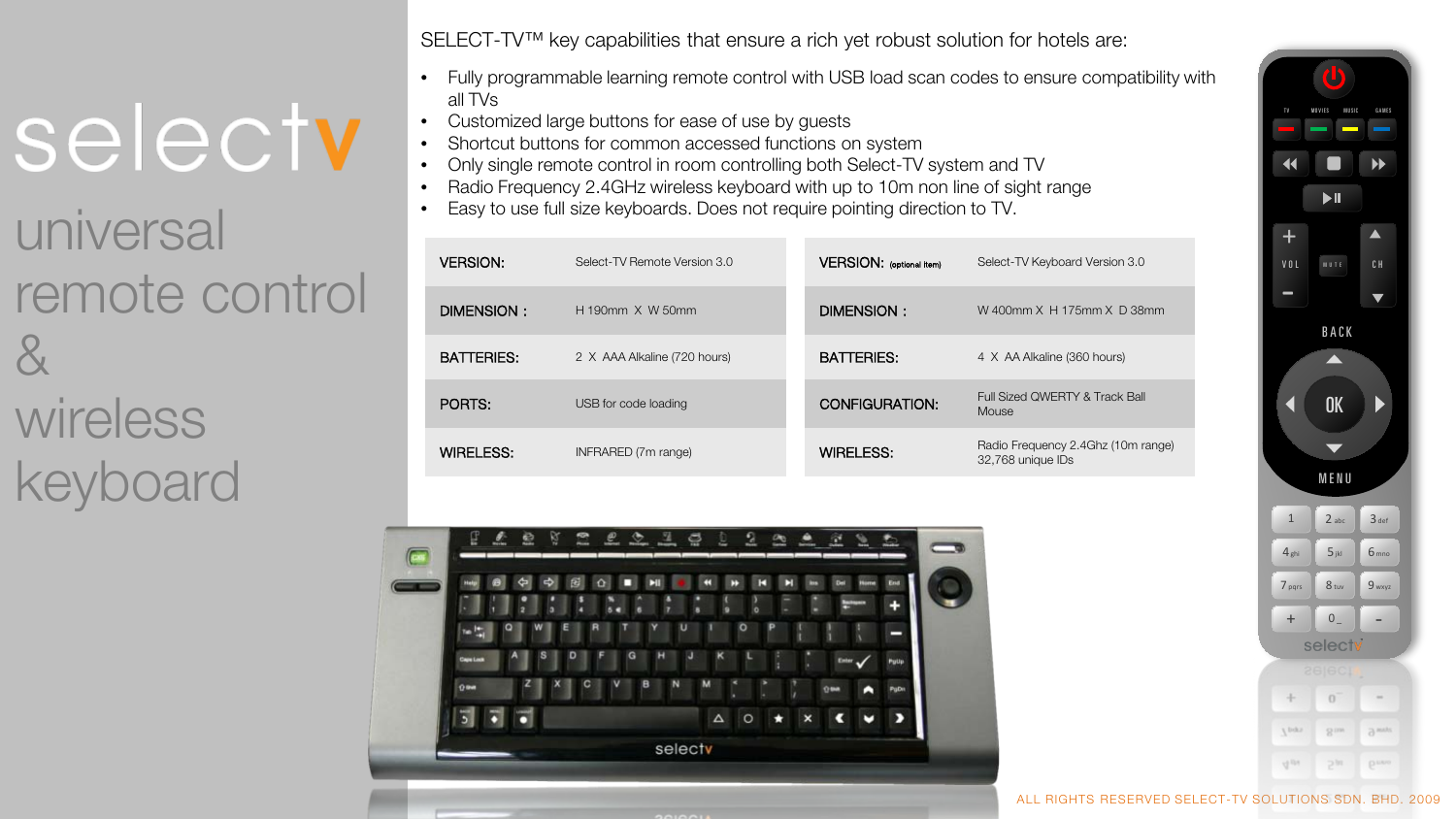# selectv

## universal remote control & wireless keyboard

SELECT-TV™ key capabilities that ensure a rich yet robust solution for hotels are:

- Fully programmable learning remote control with USB load scan codes to ensure compatibility with all TVs
- Customized large buttons for ease of use by guests
- Shortcut buttons for common accessed functions on system
- Only single remote control in room controlling both Select-TV system and TV
- Radio Frequency 2.4GHz wireless keyboard with up to 10m non line of sight range
- Easy to use full size keyboards. Does not require pointing direction to TV.

| | |
|---|---|
| VERSION: | Select-TV Remote Version 3.0 |
| DIMENSION : | H 190mm X W 50mm |
| BATTERIES: | 2 X AAA Alkaline (720 hours) |
| PORTS: | USB for code loading |
| WIRELESS: | INFRARED (7m range) |

| | |
|---|---|
| VERSION: (optional item) | Select-TV Keyboard Version 3.0 |
| DIMENSION : | W 400mm X H 175mm X D 38mm |
| BATTERIES: | 4 X AA Alkaline (360 hours) |
| CONFIGURATION: | Full Sized QWERTY & Track Ball Mouse |
| WIRELESS: | Radio Frequency 2.4Ghz (10m range) 32,768 unique IDs |

ALL RIGHTS RESERVED SELECT-TV SOLUTIONS SDN. BHD. 2009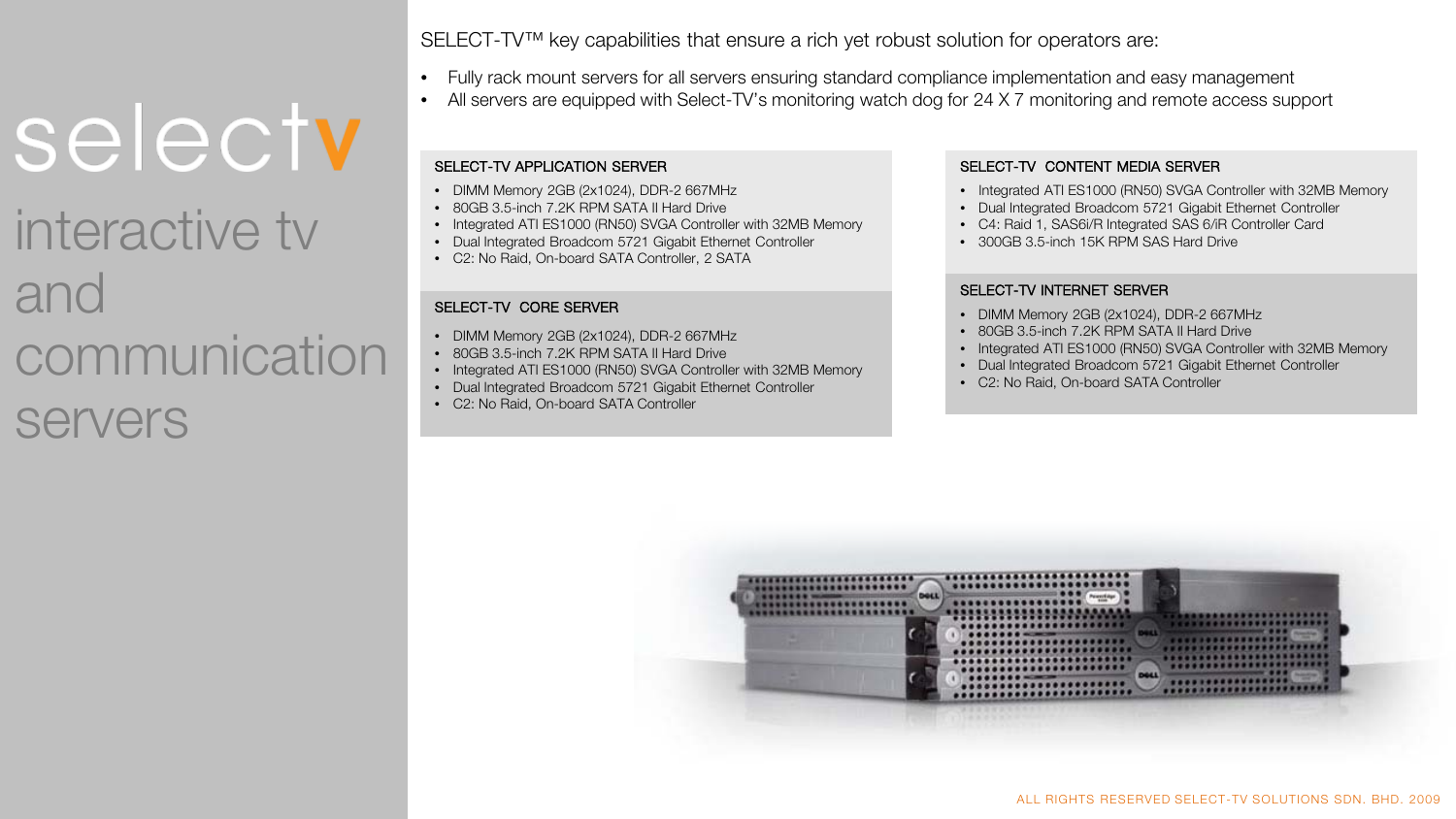# selectv

## interactive tv and communication servers

SELECT-TV™ key capabilities that ensure a rich yet robust solution for operators are:

- Fully rack mount servers for all servers ensuring standard compliance implementation and easy management
- All servers are equipped with Select-TV's monitoring watch dog for 24 X 7 monitoring and remote access support

### SELECT-TV APPLICATION SERVER

- DIMM Memory 2GB (2x1024), DDR-2 667MHz
- 80GB 3.5-inch 7.2K RPM SATA II Hard Drive
- Integrated ATI ES1000 (RN50) SVGA Controller with 32MB Memory
- Dual Integrated Broadcom 5721 Gigabit Ethernet Controller
- C2: No Raid, On-board SATA Controller, 2 SATA

### SELECT-TV CORE SERVER

- DIMM Memory 2GB (2x1024), DDR-2 667MHz
- 80GB 3.5-inch 7.2K RPM SATA II Hard Drive
- Integrated ATI ES1000 (RN50) SVGA Controller with 32MB Memory
- Dual Integrated Broadcom 5721 Gigabit Ethernet Controller
- C2: No Raid, On-board SATA Controller

### SELECT-TV CONTENT MEDIA SERVER

- Integrated ATI ES1000 (RN50) SVGA Controller with 32MB Memory
- Dual Integrated Broadcom 5721 Gigabit Ethernet Controller
- C4: Raid 1, SAS6i/R Integrated SAS 6/iR Controller Card
- 300GB 3.5-inch 15K RPM SAS Hard Drive

### SELECT-TV INTERNET SERVER

- DIMM Memory 2GB (2x1024), DDR-2 667MHz
- 80GB 3.5-inch 7.2K RPM SATA II Hard Drive
- Integrated ATI ES1000 (RN50) SVGA Controller with 32MB Memory
- Dual Integrated Broadcom 5721 Gigabit Ethernet Controller
- C2: No Raid, On-board SATA Controller

ALL RIGHTS RESERVED SELECT-TV SOLUTIONS SDN. BHD. 2009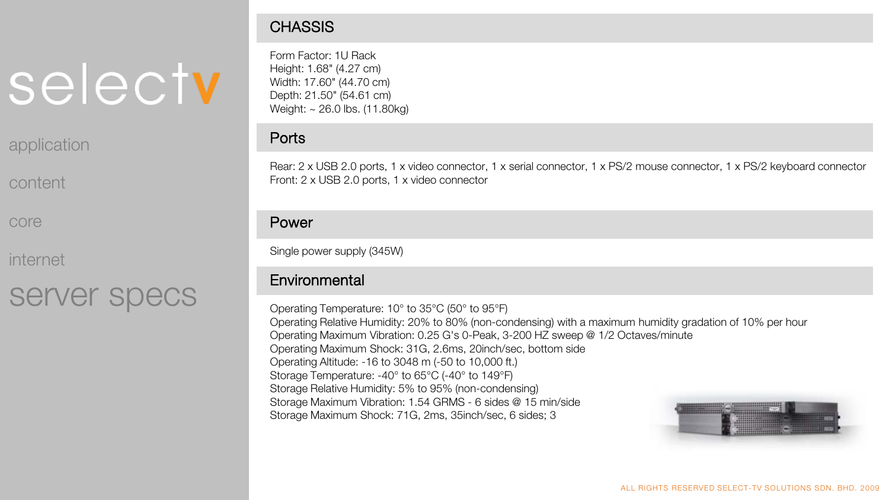selectv

application

content

core

internet

# server specs

## CHASSIS

Form Factor: 1U Rack
Height: 1.68" (4.27 cm)
Width: 17.60" (44.70 cm)
Depth: 21.50" (54.61 cm)
Weight: ~ 26.0 lbs. (11.80kg)

## Ports

Rear: 2 x USB 2.0 ports, 1 x video connector, 1 x serial connector, 1 x PS/2 mouse connector, 1 x PS/2 keyboard connector
Front: 2 x USB 2.0 ports, 1 x video connector

## Power

Single power supply (345W)

## Environmental

Operating Temperature: 10° to 35°C (50° to 95°F)
Operating Relative Humidity: 20% to 80% (non-condensing) with a maximum humidity gradation of 10% per hour
Operating Maximum Vibration: 0.25 G's 0-Peak, 3-200 HZ sweep @ 1/2 Octaves/minute
Operating Maximum Shock: 31G, 2.6ms, 20inch/sec, bottom side
Operating Altitude: -16 to 3048 m (-50 to 10,000 ft.)
Storage Temperature: -40° to 65°C (-40° to 149°F)
Storage Relative Humidity: 5% to 95% (non-condensing)
Storage Maximum Vibration: 1.54 GRMS - 6 sides @ 15 min/side
Storage Maximum Shock: 71G, 2ms, 35inch/sec, 6 sides; 3

ALL RIGHTS RESERVED SELECT-TV SOLUTIONS SDN. BHD. 2009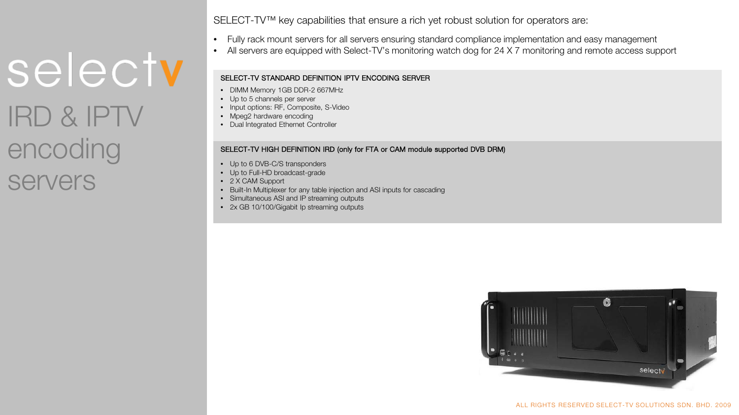# selectv

## IRD & IPTV encoding servers

SELECT-TV™ key capabilities that ensure a rich yet robust solution for operators are:

- Fully rack mount servers for all servers ensuring standard compliance implementation and easy management
- All servers are equipped with Select-TV's monitoring watch dog for 24 X 7 monitoring and remote access support

### SELECT-TV STANDARD DEFINITION IPTV ENCODING SERVER

- DIMM Memory 1GB DDR-2 667MHz
- Up to 5 channels per server
- Input options: RF, Composite, S-Video
- Mpeg2 hardware encoding
- Dual Integrated Ethernet Controller

### SELECT-TV HIGH DEFINITION IRD (only for FTA or CAM module supported DVB DRM)

- Up to 6 DVB-C/S transponders
- Up to Full-HD broadcast-grade
- 2 X CAM Support
- Built-In Multiplexer for any table injection and ASI inputs for cascading
- Simultaneous ASI and IP streaming outputs
- 2x GB 10/100/Gigabit Ip streaming outputs

ALL RIGHTS RESERVED SELECT-TV SOLUTIONS SDN. BHD. 2009